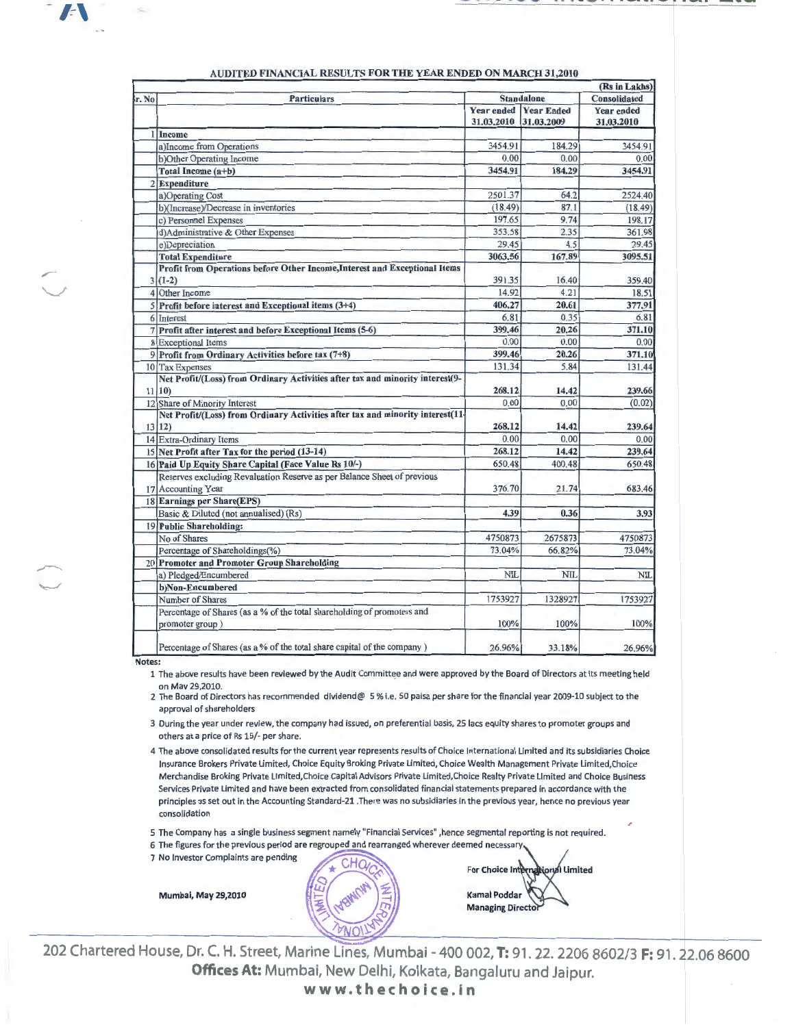# AUDITED FINANCIAL RESULTS FOR THE YEAR ENDED ON MARCH 31,2010

(Rs in Lakhs)

| Sr. No | Particulars | Standalone | | Consolidated |
|---|---|---|---|---|
| | | Year ended 31.03.2010 | Year Ended 31.03.2009 | Year ended 31.03.2010 |
| 1 | **Income** | | | |
| | a)Income from Operations | 3454.91 | 184.29 | 3454.91 |
| | b)Other Operating Income | 0.00 | 0.00 | 0.00 |
| | **Total Income (a+b)** | **3454.91** | **184.29** | **3454.91** |
| 2 | **Expenditure** | | | |
| | a)Operating Cost | 2501.37 | 64.2 | 2524.40 |
| | b)(Increase)/Decrease in inventories | (18.49) | 87.1 | (18.49) |
| | c) Personnel Expenses | 197.65 | 9.74 | 198.17 |
| | d)Administrative & Other Expenses | 353.58 | 2.35 | 361.98 |
| | e)Depreciation | 29.45 | 4.5 | 29.45 |
| | **Total Expenditure** | **3063.56** | **167.89** | **3095.51** |
| 3 | **Profit from Operations before Other Income,Interest and Exceptional Items (1-2)** | 391.35 | 16.40 | 359.40 |
| 4 | Other Income | 14.92 | 4.21 | 18.51 |
| 5 | **Profit before interest and Exceptional items (3+4)** | **406.27** | **20.61** | **377.91** |
| 6 | Interest | 6.81 | 0.35 | 6.81 |
| 7 | **Profit after interest and before Exceptional Items (5-6)** | **399.46** | **20.26** | **371.10** |
| 8 | Exceptional Items | 0.00 | 0.00 | 0.00 |
| 9 | **Profit from Ordinary Activities before tax (7+8)** | **399.46** | **20.26** | **371.10** |
| 10 | Tax Expenses | 131.34 | 5.84 | 131.44 |
| 11 | **Net Profit/(Loss) from Ordinary Activities after tax and minority interest(9-10)** | **268.12** | **14.42** | **239.66** |
| 12 | Share of Minority Interest | 0.00 | 0.00 | (0.02) |
| 13 | **Net Profit/(Loss) from Ordinary Activities after tax and minority interest(11-12)** | **268.12** | **14.42** | **239.64** |
| 14 | Extra-Ordinary Items | 0.00 | 0.00 | 0.00 |
| 15 | **Net Profit after Tax for the period (13-14)** | **268.12** | **14.42** | **239.64** |
| 16 | **Paid Up Equity Share Capital (Face Value Rs 10/-)** | 650.48 | 400.48 | 650.48 |
| 17 | Reserves excluding Revaluation Reserve as per Balance Sheet of previous Accounting Year | 376.70 | 21.74 | 683.46 |
| 18 | **Earnings per Share(EPS)** | | | |
| | Basic & Diluted (not annualised) (Rs) | **4.39** | **0.36** | **3.93** |
| 19 | **Public Shareholding:** | | | |
| | No of Shares | 4750873 | 2675873 | 4750873 |
| | Percentage of Shareholdings(%) | 73.04% | 66.82% | 73.04% |
| 20 | **Promoter and Promoter Group Shareholding** | | | |
| | a) Pledged/Encumbered | NIL | NIL | NIL |
| | **b)Non-Encumbered** | | | |
| | Number of Shares | 1753927 | 1328927 | 1753927 |
| | Percentage of Shares (as a % of the total shareholding of promoters and promoter group ) | 100% | 100% | 100% |
| | Percentage of Shares (as a % of the total share capital of the company ) | 26.96% | 33.18% | 26.96% |

**Notes:**

1. The above results have been reviewed by the Audit Committee and were approved by the Board of Directors at its meeting held on May 29,2010.
2. The Board of Directors has recommended dividend@ 5 % i.e. 50 paisa per share for the financial year 2009-10 subject to the approval of shareholders
3. During the year under review, the company had issued, on preferential basis, 25 lacs equity shares to promoter groups and others at a price of Rs 15/- per share.
4. The above consolidated results for the current year represents results of Choice International Limited and its subsidiaries Choice Insurance Brokers Private Limited, Choice Equity Broking Private Limited, Choice Wealth Management Private Limited,Choice Merchandise Broking Private Limited,Choice Capital Advisors Private Limited,Choice Realty Private Limited and Choice Business Services Private Limited and have been extracted from consolidated financial statements prepared in accordance with the principles as set out in the Accounting Standard-21 .There was no subsidiaries in the previous year, hence no previous year consolidation
5. The Company has a single business segment namely "Financial Services" ,hence segmental reporting is not required.
6. The figures for the previous period are regrouped and rearranged wherever deemed necessary.
7. No Investor Complaints are pending

Mumbai, May 29,2010

For Choice International Limited

Kamal Poddar
Managing Director

202 Chartered House, Dr. C. H. Street, Marine Lines, Mumbai - 400 002, **T:** 91. 22. 2206 8602/3 **F:** 91. 22.06 8600
**Offices At:** Mumbai, New Delhi, Kolkata, Bangaluru and Jaipur.
**www.thechoice.in**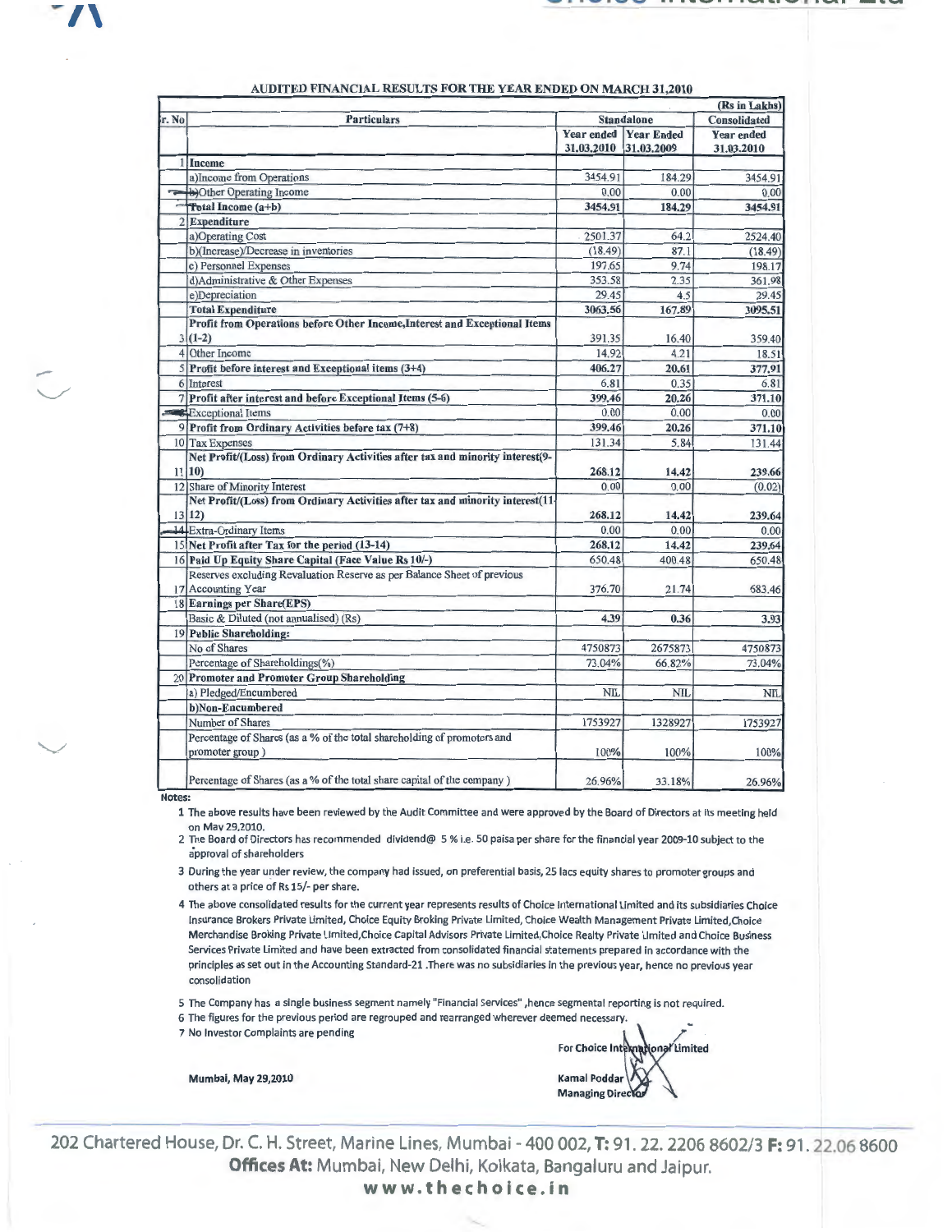## AUDITED FINANCIAL RESULTS FOR THE YEAR ENDED ON MARCH 31,2010

(Rs in Lakhs)

| Sr. No | Particulars | Standalone | | Consolidated |
|---|---|---|---|---|
| | | Year ended 31.03.2010 | Year Ended 31.03.2009 | Year ended 31.03.2010 |
| 1 | **Income** | | | |
| | a)Income from Operations | 3454.91 | 184.29 | 3454.91 |
| | b)Other Operating Income | 0.00 | 0.00 | 0.00 |
| | **Total Income (a+b)** | **3454.91** | **184.29** | **3454.91** |
| 2 | **Expenditure** | | | |
| | a)Operating Cost | 2501.37 | 64.2 | 2524.40 |
| | b)(Increase)/Decrease in inventories | (18.49) | 87.1 | (18.49) |
| | c) Personnel Expenses | 197.65 | 9.74 | 198.17 |
| | d)Administrative & Other Expenses | 353.58 | 2.35 | 361.98 |
| | e)Depreciation | 29.45 | 4.5 | 29.45 |
| | **Total Expenditure** | **3063.56** | **167.89** | **3095.51** |
| 3 | **Profit from Operations before Other Income,Interest and Exceptional Items (1-2)** | 391.35 | 16.40 | 359.40 |
| 4 | Other Income | 14.92 | 4.21 | 18.51 |
| 5 | **Profit before interest and Exceptional items (3+4)** | **406.27** | **20.61** | **377.91** |
| 6 | Interest | 6.81 | 0.35 | 6.81 |
| 7 | **Profit after interest and before Exceptional Items (5-6)** | **399.46** | **20.26** | **371.10** |
| 8 | Exceptional Items | 0.00 | 0.00 | 0.00 |
| 9 | **Profit from Ordinary Activities before tax (7+8)** | **399.46** | **20.26** | **371.10** |
| 10 | Tax Expenses | 131.34 | 5.84 | 131.44 |
| 11 | **Net Profit/(Loss) from Ordinary Activities after tax and minority interest(9-10)** | **268.12** | **14.42** | **239.66** |
| 12 | Share of Minority Interest | 0.00 | 0.00 | (0.02) |
| 13 | **Net Profit/(Loss) from Ordinary Activities after tax and minority interest(11-12)** | **268.12** | **14.42** | **239.64** |
| 14 | Extra-Ordinary Items | 0.00 | 0.00 | 0.00 |
| 15 | **Net Profit after Tax for the period (13-14)** | **268.12** | **14.42** | **239.64** |
| 16 | **Paid Up Equity Share Capital (Face Value Rs 10/-)** | 650.48 | 400.48 | 650.48 |
| 17 | Reserves excluding Revaluation Reserve as per Balance Sheet of previous Accounting Year | 376.70 | 21.74 | 683.46 |
| 18 | **Earnings per Share(EPS)** | | | |
| | Basic & Diluted (not annualised) (Rs) | **4.39** | **0.36** | **3.93** |
| 19 | **Public Shareholding:** | | | |
| | No of Shares | 4750873 | 2675873 | 4750873 |
| | Percentage of Shareholdings(%) | 73.04% | 66.82% | 73.04% |
| 20 | **Promoter and Promoter Group Shareholding** | | | |
| | a) Pledged/Encumbered | NIL | NIL | NIL |
| | **b)Non-Encumbered** | | | |
| | Number of Shares | 1753927 | 1328927 | 1753927 |
| | Percentage of Shares (as a % of the total shareholding of promoters and promoter group ) | 100% | 100% | 100% |
| | Percentage of Shares (as a % of the total share capital of the company ) | 26.96% | 33.18% | 26.96% |

**Notes:**

1. The above results have been reviewed by the Audit Committee and were approved by the Board of Directors at its meeting held on May 29,2010.
2. The Board of Directors has recommended dividend@ 5 % i.e. 50 paisa per share for the financial year 2009-10 subject to the approval of shareholders
3. During the year under review, the company had issued, on preferential basis, 25 lacs equity shares to promoter groups and others at a price of Rs 15/- per share.
4. The above consolidated results for the current year represents results of Choice International Limited and its subsidiaries Choice Insurance Brokers Private Limited, Choice Equity Broking Private Limited, Choice Wealth Management Private Limited,Choice Merchandise Broking Private Limited,Choice Capital Advisors Private Limited,Choice Realty Private Limited and Choice Business Services Private Limited and have been extracted from consolidated financial statements prepared in accordance with the principles as set out in the Accounting Standard-21 .There was no subsidiaries in the previous year, hence no previous year consolidation
5. The Company has a single business segment namely "Financial Services" ,hence segmental reporting is not required.
6. The figures for the previous period are regrouped and rearranged wherever deemed necessary.
7. No Investor Complaints are pending

For Choice International Limited

Mumbai, May 29,2010

Kamal Poddar
Managing Director

202 Chartered House, Dr. C. H. Street, Marine Lines, Mumbai - 400 002, **T:** 91. 22. 2206 8602/3 **F:** 91. 22.06 8600
**Offices At:** Mumbai, New Delhi, Kolkata, Bangaluru and Jaipur.
**www.thechoice.in**